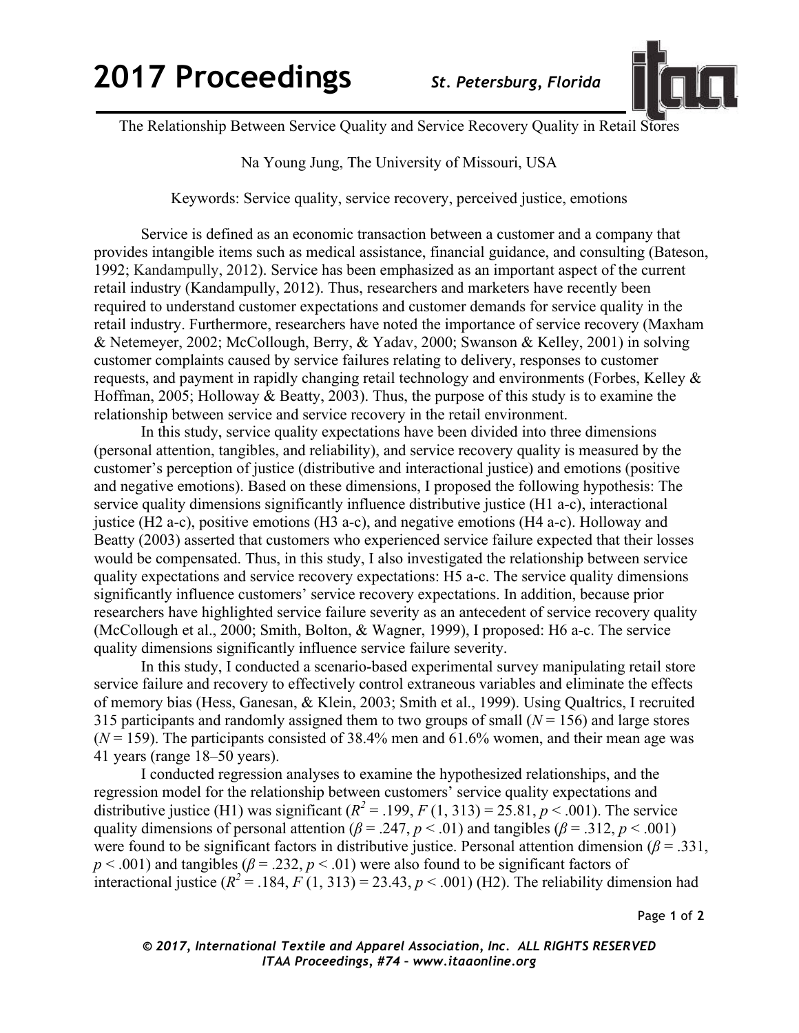# The Relationship Between Service Quality and Service Recovery Quality in Retail Stores

Na Young Jung, The University of Missouri, USA

Keywords: Service quality, service recovery, perceived justice, emotions

Service is defined as an economic transaction between a customer and a company that provides intangible items such as medical assistance, financial guidance, and consulting (Bateson, 1992; Kandampully, 2012). Service has been emphasized as an important aspect of the current retail industry (Kandampully, 2012). Thus, researchers and marketers have recently been required to understand customer expectations and customer demands for service quality in the retail industry. Furthermore, researchers have noted the importance of service recovery (Maxham & Netemeyer, 2002; McCollough, Berry, & Yadav, 2000; Swanson & Kelley, 2001) in solving customer complaints caused by service failures relating to delivery, responses to customer requests, and payment in rapidly changing retail technology and environments (Forbes, Kelley & Hoffman, 2005; Holloway & Beatty, 2003). Thus, the purpose of this study is to examine the relationship between service and service recovery in the retail environment.

In this study, service quality expectations have been divided into three dimensions (personal attention, tangibles, and reliability), and service recovery quality is measured by the customer's perception of justice (distributive and interactional justice) and emotions (positive and negative emotions). Based on these dimensions, I proposed the following hypothesis: The service quality dimensions significantly influence distributive justice (H1 a-c), interactional justice (H2 a-c), positive emotions (H3 a-c), and negative emotions (H4 a-c). Holloway and Beatty (2003) asserted that customers who experienced service failure expected that their losses would be compensated. Thus, in this study, I also investigated the relationship between service quality expectations and service recovery expectations: H5 a-c. The service quality dimensions significantly influence customers' service recovery expectations. In addition, because prior researchers have highlighted service failure severity as an antecedent of service recovery quality (McCollough et al., 2000; Smith, Bolton, & Wagner, 1999), I proposed: H6 a-c. The service quality dimensions significantly influence service failure severity.

In this study, I conducted a scenario-based experimental survey manipulating retail store service failure and recovery to effectively control extraneous variables and eliminate the effects of memory bias (Hess, Ganesan, & Klein, 2003; Smith et al., 1999). Using Qualtrics, I recruited 315 participants and randomly assigned them to two groups of small ($N$ = 156) and large stores ($N$ = 159). The participants consisted of 38.4% men and 61.6% women, and their mean age was 41 years (range 18–50 years).

I conducted regression analyses to examine the hypothesized relationships, and the regression model for the relationship between customers' service quality expectations and distributive justice (H1) was significant ($R^2 = .199$, $F(1, 313) = 25.81$, $p < .001$). The service quality dimensions of personal attention ($\beta = .247$, $p < .01$) and tangibles ($\beta = .312$, $p < .001$) were found to be significant factors in distributive justice. Personal attention dimension ($\beta = .331$, $p < .001$) and tangibles ($\beta = .232$, $p < .01$) were also found to be significant factors of interactional justice ($R^2 = .184$, $F(1, 313) = 23.43$, $p < .001$) (H2). The reliability dimension had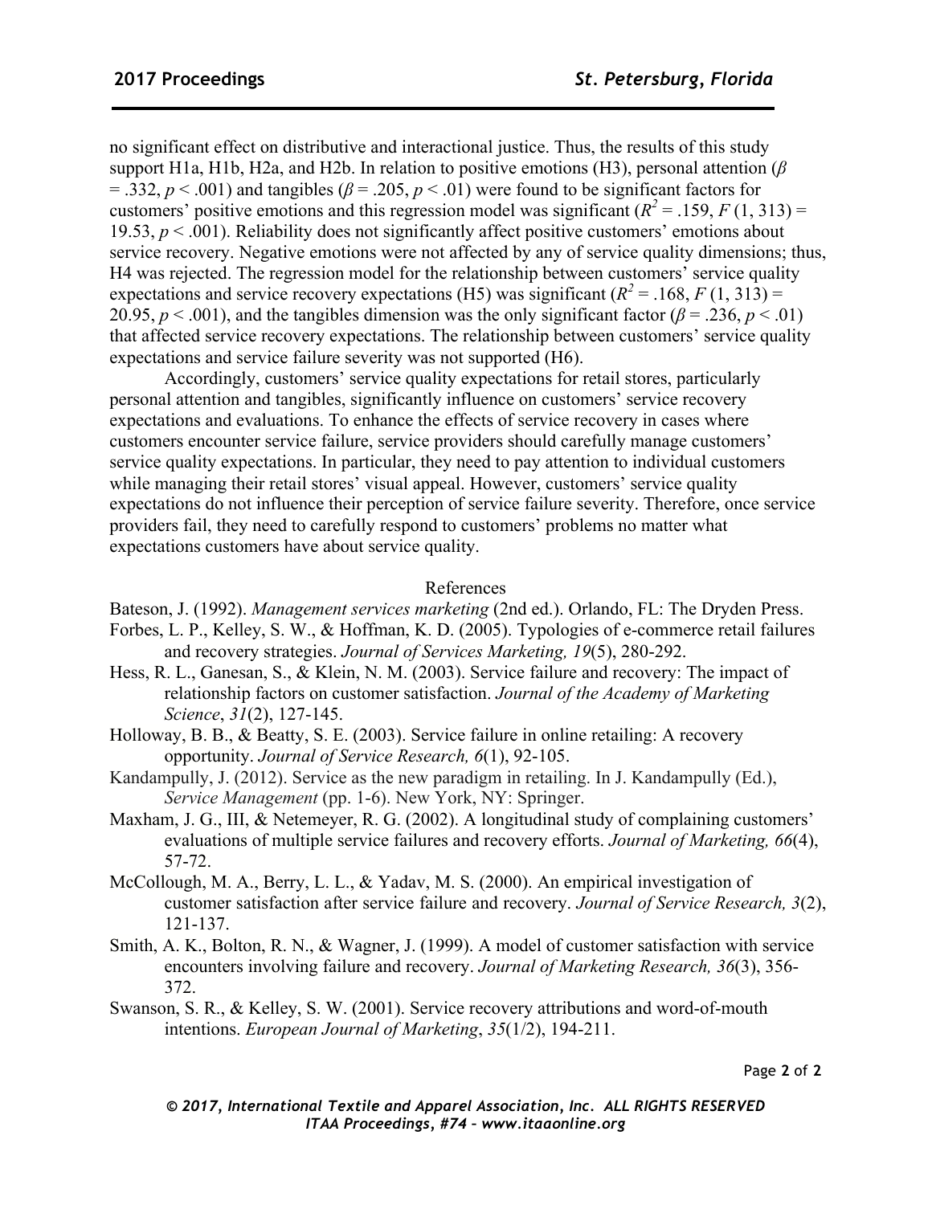no significant effect on distributive and interactional justice. Thus, the results of this study support H1a, H1b, H2a, and H2b. In relation to positive emotions (H3), personal attention ($\beta = .332$, $p < .001$) and tangibles ($\beta = .205$, $p < .01$) were found to be significant factors for customers' positive emotions and this regression model was significant ($R^2 = .159$, $F(1, 313) = 19.53$, $p < .001$). Reliability does not significantly affect positive customers' emotions about service recovery. Negative emotions were not affected by any of service quality dimensions; thus, H4 was rejected. The regression model for the relationship between customers' service quality expectations and service recovery expectations (H5) was significant ($R^2 = .168$, $F(1, 313) = 20.95$, $p < .001$), and the tangibles dimension was the only significant factor ($\beta = .236$, $p < .01$) that affected service recovery expectations. The relationship between customers' service quality expectations and service failure severity was not supported (H6).

Accordingly, customers' service quality expectations for retail stores, particularly personal attention and tangibles, significantly influence on customers' service recovery expectations and evaluations. To enhance the effects of service recovery in cases where customers encounter service failure, service providers should carefully manage customers' service quality expectations. In particular, they need to pay attention to individual customers while managing their retail stores' visual appeal. However, customers' service quality expectations do not influence their perception of service failure severity. Therefore, once service providers fail, they need to carefully respond to customers' problems no matter what expectations customers have about service quality.

## References

Bateson, J. (1992). *Management services marketing* (2nd ed.). Orlando, FL: The Dryden Press.

Forbes, L. P., Kelley, S. W., & Hoffman, K. D. (2005). Typologies of e-commerce retail failures and recovery strategies. *Journal of Services Marketing, 19*(5), 280-292.

Hess, R. L., Ganesan, S., & Klein, N. M. (2003). Service failure and recovery: The impact of relationship factors on customer satisfaction. *Journal of the Academy of Marketing Science*, *31*(2), 127-145.

Holloway, B. B., & Beatty, S. E. (2003). Service failure in online retailing: A recovery opportunity. *Journal of Service Research, 6*(1), 92-105.

Kandampully, J. (2012). Service as the new paradigm in retailing. In J. Kandampully (Ed.), *Service Management* (pp. 1-6). New York, NY: Springer.

Maxham, J. G., III, & Netemeyer, R. G. (2002). A longitudinal study of complaining customers' evaluations of multiple service failures and recovery efforts. *Journal of Marketing, 66*(4), 57-72.

McCollough, M. A., Berry, L. L., & Yadav, M. S. (2000). An empirical investigation of customer satisfaction after service failure and recovery. *Journal of Service Research, 3*(2), 121-137.

Smith, A. K., Bolton, R. N., & Wagner, J. (1999). A model of customer satisfaction with service encounters involving failure and recovery. *Journal of Marketing Research, 36*(3), 356-372.

Swanson, S. R., & Kelley, S. W. (2001). Service recovery attributions and word-of-mouth intentions. *European Journal of Marketing*, *35*(1/2), 194-211.